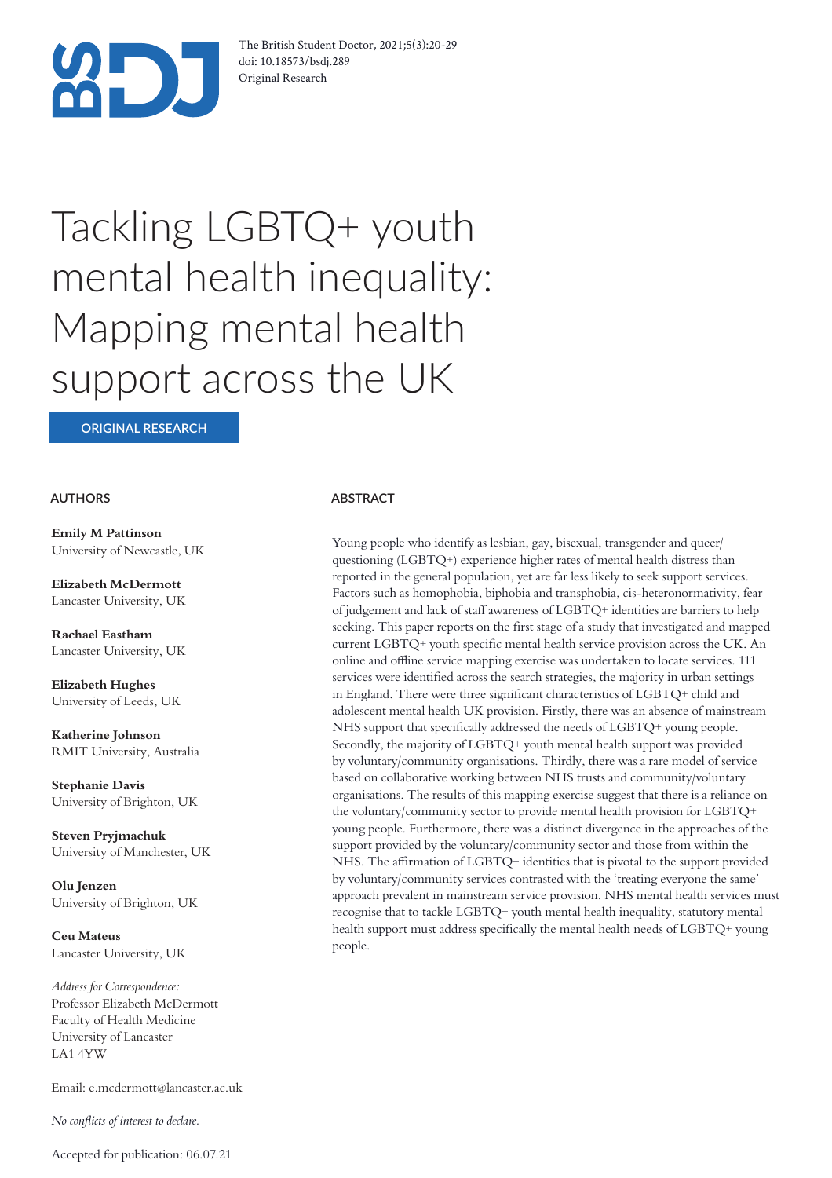# Tackling LGBTQ+ youth mental health inequality: Mapping mental health support across the UK

ORIGINAL RESEARCH

## AUTHORS

**Emily M Pattinson**
University of Newcastle, UK

**Elizabeth McDermott**
Lancaster University, UK

**Rachael Eastham**
Lancaster University, UK

**Elizabeth Hughes**
University of Leeds, UK

**Katherine Johnson**
RMIT University, Australia

**Stephanie Davis**
University of Brighton, UK

**Steven Pryjmachuk**
University of Manchester, UK

**Olu Jenzen**
University of Brighton, UK

**Ceu Mateus**
Lancaster University, UK

*Address for Correspondence:*
Professor Elizabeth McDermott
Faculty of Health Medicine
University of Lancaster
LA1 4YW

Email: e.mcdermott@lancaster.ac.uk

*No conflicts of interest to declare.*

Accepted for publication: 06.07.21

## ABSTRACT

Young people who identify as lesbian, gay, bisexual, transgender and queer/questioning (LGBTQ+) experience higher rates of mental health distress than reported in the general population, yet are far less likely to seek support services. Factors such as homophobia, biphobia and transphobia, cis-heteronormativity, fear of judgement and lack of staff awareness of LGBTQ+ identities are barriers to help seeking. This paper reports on the first stage of a study that investigated and mapped current LGBTQ+ youth specific mental health service provision across the UK. An online and offline service mapping exercise was undertaken to locate services. 111 services were identified across the search strategies, the majority in urban settings in England. There were three significant characteristics of LGBTQ+ child and adolescent mental health UK provision. Firstly, there was an absence of mainstream NHS support that specifically addressed the needs of LGBTQ+ young people. Secondly, the majority of LGBTQ+ youth mental health support was provided by voluntary/community organisations. Thirdly, there was a rare model of service based on collaborative working between NHS trusts and community/voluntary organisations. The results of this mapping exercise suggest that there is a reliance on the voluntary/community sector to provide mental health provision for LGBTQ+ young people. Furthermore, there was a distinct divergence in the approaches of the support provided by the voluntary/community sector and those from within the NHS. The affirmation of LGBTQ+ identities that is pivotal to the support provided by voluntary/community services contrasted with the 'treating everyone the same' approach prevalent in mainstream service provision. NHS mental health services must recognise that to tackle LGBTQ+ youth mental health inequality, statutory mental health support must address specifically the mental health needs of LGBTQ+ young people.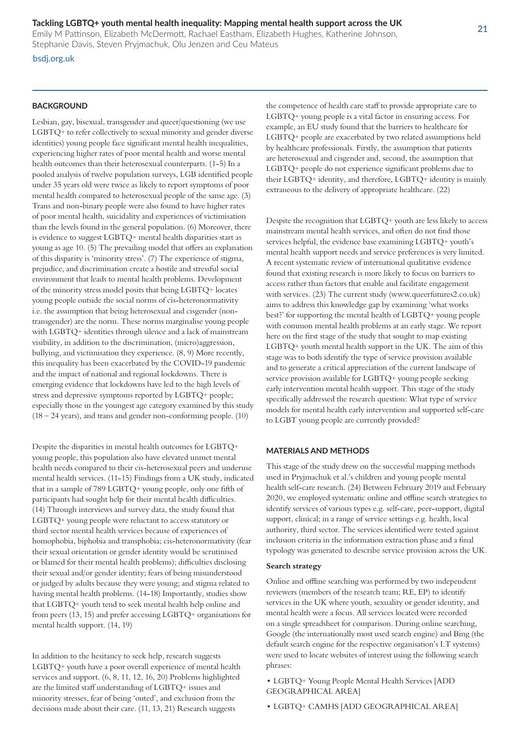## BACKGROUND

Lesbian, gay, bisexual, transgender and queer/questioning (we use LGBTQ+ to refer collectively to sexual minority and gender diverse identities) young people face significant mental health inequalities, experiencing higher rates of poor mental health and worse mental health outcomes than their heterosexual counterparts. (1-5) In a pooled analysis of twelve population surveys, LGB identified people under 35 years old were twice as likely to report symptoms of poor mental health compared to heterosexual people of the same age. (3) Trans and non-binary people were also found to have higher rates of poor mental health, suicidality and experiences of victimisation than the levels found in the general population. (6) Moreover, there is evidence to suggest LGBTQ+ mental health disparities start as young as age 10. (5) The prevailing model that offers an explanation of this disparity is 'minority stress'. (7) The experience of stigma, prejudice, and discrimination create a hostile and stressful social environment that leads to mental health problems. Development of the minority stress model posits that being LGBTQ+ locates young people outside the social norms of cis-heteronormativity i.e. the assumption that being heterosexual and cisgender (non-transgender) are the norm. These norms marginalise young people with LGBTQ+ identities through silence and a lack of mainstream visibility, in addition to the discrimination, (micro)aggression, bullying, and victimisation they experience. (8, 9) More recently, this inequality has been exacerbated by the COVID-19 pandemic and the impact of national and regional lockdowns. There is emerging evidence that lockdowns have led to the high levels of stress and depressive symptoms reported by LGBTQ+ people; especially those in the youngest age category examined by this study (18 – 24 years), and trans and gender non-conforming people. (10)

Despite the disparities in mental health outcomes for LGBTQ+ young people, this population also have elevated unmet mental health needs compared to their cis-heterosexual peers and underuse mental health services. (11-15) Findings from a UK study, indicated that in a sample of 789 LGBTQ+ young people, only one fifth of participants had sought help for their mental health difficulties. (14) Through interviews and survey data, the study found that LGBTQ+ young people were reluctant to access statutory or third sector mental health services because of experiences of homophobia, biphobia and transphobia; cis-heteronormativity (fear their sexual orientation or gender identity would be scrutinised or blamed for their mental health problems); difficulties disclosing their sexual and/or gender identity; fears of being misunderstood or judged by adults because they were young; and stigma related to having mental health problems. (14-18) Importantly, studies show that LGBTQ+ youth tend to seek mental health help online and from peers (13, 15) and prefer accessing LGBTQ+ organisations for mental health support. (14, 19)

In addition to the hesitancy to seek help, research suggests LGBTQ+ youth have a poor overall experience of mental health services and support. (6, 8, 11, 12, 16, 20) Problems highlighted are the limited staff understanding of LGBTQ+ issues and minority stresses, fear of being 'outed', and exclusion from the decisions made about their care. (11, 13, 21) Research suggests the competence of health care staff to provide appropriate care to LGBTQ+ young people is a vital factor in ensuring access. For example, an EU study found that the barriers to healthcare for LGBTQ+ people are exacerbated by two related assumptions held by healthcare professionals. Firstly, the assumption that patients are heterosexual and cisgender and, second, the assumption that LGBTQ+ people do not experience significant problems due to their LGBTQ+ identity, and therefore, LGBTQ+ identity is mainly extraneous to the delivery of appropriate healthcare. (22)

Despite the recognition that LGBTQ+ youth are less likely to access mainstream mental health services, and often do not find those services helpful, the evidence base examining LGBTQ+ youth's mental health support needs and service preferences is very limited. A recent systematic review of international qualitative evidence found that existing research is more likely to focus on barriers to access rather than factors that enable and facilitate engagement with services. (23) The current study (www.queerfutures2.co.uk) aims to address this knowledge gap by examining 'what works best?' for supporting the mental health of LGBTQ+ young people with common mental health problems at an early stage. We report here on the first stage of the study that sought to map existing LGBTQ+ youth mental health support in the UK. The aim of this stage was to both identify the type of service provision available and to generate a critical appreciation of the current landscape of service provision available for LGBTQ+ young people seeking early intervention mental health support. This stage of the study specifically addressed the research question: What type of service models for mental health early intervention and supported self-care to LGBT young people are currently provided?

## MATERIALS AND METHODS

This stage of the study drew on the successful mapping methods used in Pryjmachuk et al.'s children and young people mental health self-care research. (24) Between February 2019 and February 2020, we employed systematic online and offline search strategies to identify services of various types e.g. self-care, peer-support, digital support, clinical; in a range of service settings e.g. health, local authority, third sector. The services identified were tested against inclusion criteria in the information extraction phase and a final typology was generated to describe service provision across the UK.

### Search strategy

Online and offline searching was performed by two independent reviewers (members of the research team; RE, EP) to identify services in the UK where youth, sexuality or gender identity, and mental health were a focus. All services located were recorded on a single spreadsheet for comparison. During online searching, Google (the internationally most used search engine) and Bing (the default search engine for the respective organisation's I.T systems) were used to locate websites of interest using the following search phrases:

- LGBTQ+ Young People Mental Health Services [ADD GEOGRAPHICAL AREA]
- LGBTQ+ CAMHS [ADD GEOGRAPHICAL AREA]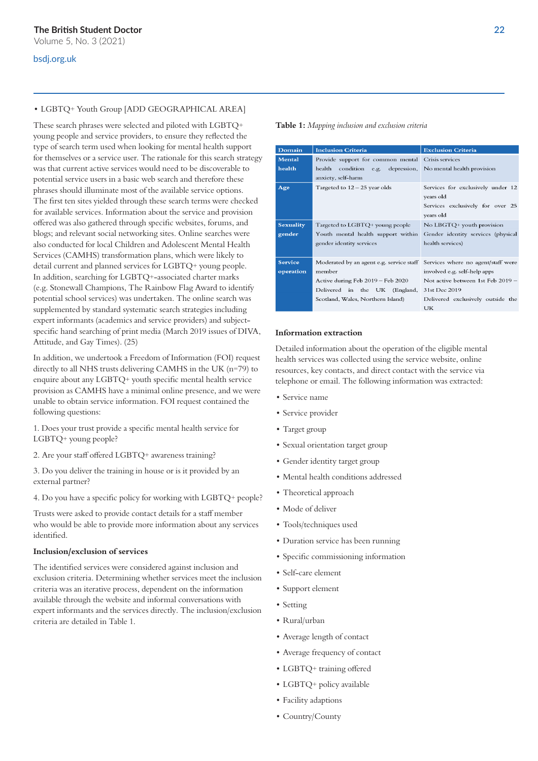• LGBTQ+ Youth Group [ADD GEOGRAPHICAL AREA]

These search phrases were selected and piloted with LGBTQ+ young people and service providers, to ensure they reflected the type of search term used when looking for mental health support for themselves or a service user. The rationale for this search strategy was that current active services would need to be discoverable to potential service users in a basic web search and therefore these phrases should illuminate most of the available service options. The first ten sites yielded through these search terms were checked for available services. Information about the service and provision offered was also gathered through specific websites, forums, and blogs; and relevant social networking sites. Online searches were also conducted for local Children and Adolescent Mental Health Services (CAMHS) transformation plans, which were likely to detail current and planned services for LGBTQ+ young people. In addition, searching for LGBTQ+-associated charter marks (e.g. Stonewall Champions, The Rainbow Flag Award to identify potential school services) was undertaken. The online search was supplemented by standard systematic search strategies including expert informants (academics and service providers) and subject-specific hand searching of print media (March 2019 issues of DIVA, Attitude, and Gay Times). (25)

In addition, we undertook a Freedom of Information (FOI) request directly to all NHS trusts delivering CAMHS in the UK (n=79) to enquire about any LGBTQ+ youth specific mental health service provision as CAMHS have a minimal online presence, and we were unable to obtain service information. FOI request contained the following questions:

1. Does your trust provide a specific mental health service for LGBTQ+ young people?

2. Are your staff offered LGBTQ+ awareness training?

3. Do you deliver the training in house or is it provided by an external partner?

4. Do you have a specific policy for working with LGBTQ+ people?

Trusts were asked to provide contact details for a staff member who would be able to provide more information about any services identified.

**Inclusion/exclusion of services**

The identified services were considered against inclusion and exclusion criteria. Determining whether services meet the inclusion criteria was an iterative process, dependent on the information available through the website and informal conversations with expert informants and the services directly. The inclusion/exclusion criteria are detailed in Table 1.

**Table 1:** *Mapping inclusion and exclusion criteria*

| Domain | Inclusion Criteria | Exclusion Criteria |
|---|---|---|
| **Mental health** | Provide support for common mental health condition e.g. depression, anxiety, self-harm | Crisis services<br>No mental health provision |
| **Age** | Targeted to 12 – 25 year olds | Services for exclusively under 12 years old<br>Services exclusively for over 25 years old |
| **Sexuality gender** | Targeted to LGBTQ+ young people<br>Youth mental health support within gender identity services | No LBGTQ+ youth provision<br>Gender identity services (physical health services) |
| **Service operation** | Moderated by an agent e.g. service staff member<br>Active during Feb 2019 – Feb 2020<br>Delivered in the UK (England, Scotland, Wales, Northern Island) | Services where no agent/staff were involved e.g. self-help apps<br>Not active between 1st Feb 2019 – 31st Dec 2019<br>Delivered exclusively outside the UK |

**Information extraction**

Detailed information about the operation of the eligible mental health services was collected using the service website, online resources, key contacts, and direct contact with the service via telephone or email. The following information was extracted:

- Service name
- Service provider
- Target group
- Sexual orientation target group
- Gender identity target group
- Mental health conditions addressed
- Theoretical approach
- Mode of deliver
- Tools/techniques used
- Duration service has been running
- Specific commissioning information
- Self-care element
- Support element
- Setting
- Rural/urban
- Average length of contact
- Average frequency of contact
- LGBTQ+ training offered
- LGBTQ+ policy available
- Facility adaptions
- Country/County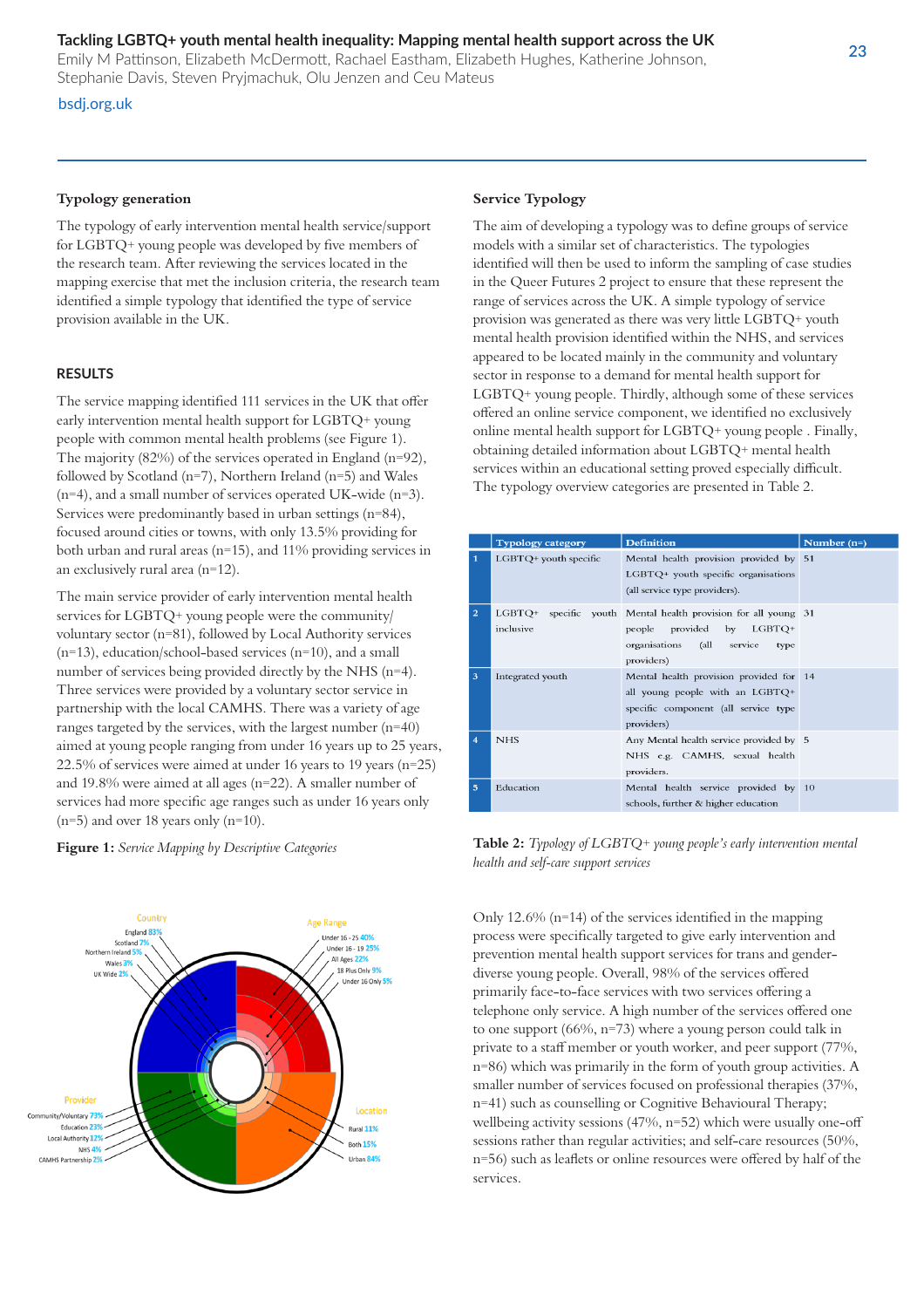### Typology generation

The typology of early intervention mental health service/support for LGBTQ+ young people was developed by five members of the research team. After reviewing the services located in the mapping exercise that met the inclusion criteria, the research team identified a simple typology that identified the type of service provision available in the UK.

## RESULTS

The service mapping identified 111 services in the UK that offer early intervention mental health support for LGBTQ+ young people with common mental health problems (see Figure 1). The majority (82%) of the services operated in England (n=92), followed by Scotland (n=7), Northern Ireland (n=5) and Wales (n=4), and a small number of services operated UK-wide (n=3). Services were predominantly based in urban settings (n=84), focused around cities or towns, with only 13.5% providing for both urban and rural areas (n=15), and 11% providing services in an exclusively rural area (n=12).

The main service provider of early intervention mental health services for LGBTQ+ young people were the community/voluntary sector (n=81), followed by Local Authority services (n=13), education/school-based services (n=10), and a small number of services being provided directly by the NHS (n=4). Three services were provided by a voluntary sector service in partnership with the local CAMHS. There was a variety of age ranges targeted by the services, with the largest number (n=40) aimed at young people ranging from under 16 years up to 25 years, 22.5% of services were aimed at under 16 years to 19 years (n=25) and 19.8% were aimed at all ages (n=22). A smaller number of services had more specific age ranges such as under 16 years only (n=5) and over 18 years only (n=10).

**Figure 1:** *Service Mapping by Descriptive Categories*

### Service Typology

The aim of developing a typology was to define groups of service models with a similar set of characteristics. The typologies identified will then be used to inform the sampling of case studies in the Queer Futures 2 project to ensure that these represent the range of services across the UK. A simple typology of service provision was generated as there was very little LGBTQ+ youth mental health provision identified within the NHS, and services appeared to be located mainly in the community and voluntary sector in response to a demand for mental health support for LGBTQ+ young people. Thirdly, although some of these services offered an online service component, we identified no exclusively online mental health support for LGBTQ+ young people . Finally, obtaining detailed information about LGBTQ+ mental health services within an educational setting proved especially difficult. The typology overview categories are presented in Table 2.

| | Typology category | Definition | Number (n=) |
|---|---|---|---|
| 1 | LGBTQ+ youth specific | Mental health provision provided by LGBTQ+ youth specific organisations (all service type providers). | 51 |
| 2 | LGBTQ+ specific youth inclusive | Mental health provision for all young people provided by LGBTQ+ organisations (all service type providers) | 31 |
| 3 | Integrated youth | Mental health provision provided for all young people with an LGBTQ+ specific component (all service type providers) | 14 |
| 4 | NHS | Any Mental health service provided by NHS e.g. CAMHS, sexual health providers. | 5 |
| 5 | Education | Mental health service provided by schools, further & higher education | 10 |

**Table 2:** *Typology of LGBTQ+ young people's early intervention mental health and self-care support services*

Only 12.6% (n=14) of the services identified in the mapping process were specifically targeted to give early intervention and prevention mental health support services for trans and gender-diverse young people. Overall, 98% of the services offered primarily face-to-face services with two services offering a telephone only service. A high number of the services offered one to one support (66%, n=73) where a young person could talk in private to a staff member or youth worker, and peer support (77%, n=86) which was primarily in the form of youth group activities. A smaller number of services focused on professional therapies (37%, n=41) such as counselling or Cognitive Behavioural Therapy; wellbeing activity sessions (47%, n=52) which were usually one-off sessions rather than regular activities; and self-care resources (50%, n=56) such as leaflets or online resources were offered by half of the services.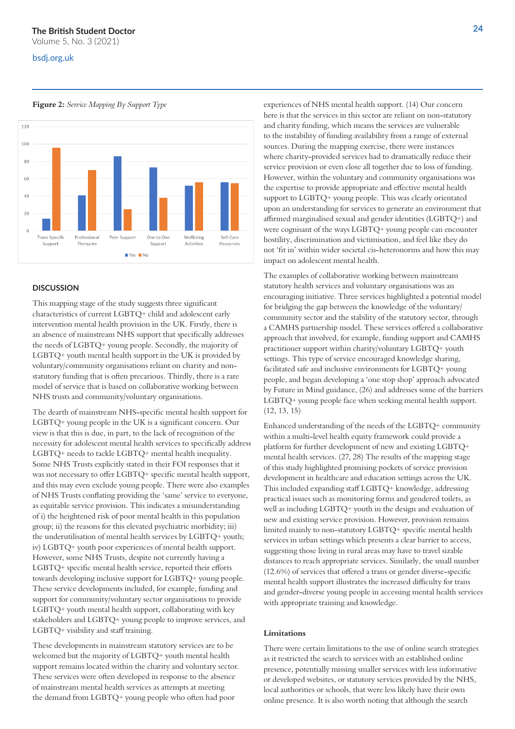**Figure 2:** *Service Mapping By Support Type*

## DISCUSSION

This mapping stage of the study suggests three significant characteristics of current LGBTQ+ child and adolescent early intervention mental health provision in the UK. Firstly, there is an absence of mainstream NHS support that specifically addresses the needs of LGBTQ+ young people. Secondly, the majority of LGBTQ+ youth mental health support in the UK is provided by voluntary/community organisations reliant on charity and non-statutory funding that is often precarious. Thirdly, there is a rare model of service that is based on collaborative working between NHS trusts and community/voluntary organisations.

The dearth of mainstream NHS-specific mental health support for LGBTQ+ young people in the UK is a significant concern. Our view is that this is due, in part, to the lack of recognition of the necessity for adolescent mental health services to specifically address LGBTQ+ needs to tackle LGBTQ+ mental health inequality. Some NHS Trusts explicitly stated in their FOI responses that it was not necessary to offer LGBTQ+ specific mental health support, and this may even exclude young people. There were also examples of NHS Trusts conflating providing the 'same' service to everyone, as equitable service provision. This indicates a misunderstanding of i) the heightened risk of poor mental health in this population group; ii) the reasons for this elevated psychiatric morbidity; iii) the underutilisation of mental health services by LGBTQ+ youth; iv) LGBTQ+ youth poor experiences of mental health support. However, some NHS Trusts, despite not currently having a LGBTQ+ specific mental health service, reported their efforts towards developing inclusive support for LGBTQ+ young people. These service developments included, for example, funding and support for community/voluntary sector organisations to provide LGBTQ+ youth mental health support, collaborating with key stakeholders and LGBTQ+ young people to improve services, and LGBTQ+ visibility and staff training.

These developments in mainstream statutory services are to be welcomed but the majority of LGBTQ+ youth mental health support remains located within the charity and voluntary sector. These services were often developed in response to the absence of mainstream mental health services as attempts at meeting the demand from LGBTQ+ young people who often had poor experiences of NHS mental health support. (14) Our concern here is that the services in this sector are reliant on non-statutory and charity funding, which means the services are vulnerable to the instability of funding availability from a range of external sources. During the mapping exercise, there were instances where charity-provided services had to dramatically reduce their service provision or even close all together due to loss of funding. However, within the voluntary and community organisations was the expertise to provide appropriate and effective mental health support to LGBTQ+ young people. This was clearly orientated upon an understanding for services to generate an environment that affirmed marginalised sexual and gender identities (LGBTQ+) and were cognisant of the ways LGBTQ+ young people can encounter hostility, discrimination and victimisation, and feel like they do not 'fit in' within wider societal cis-heteronorms and how this may impact on adolescent mental health.

The examples of collaborative working between mainstream statutory health services and voluntary organisations was an encouraging initiative. Three services highlighted a potential model for bridging the gap between the knowledge of the voluntary/community sector and the stability of the statutory sector, through a CAMHS partnership model. These services offered a collaborative approach that involved, for example, funding support and CAMHS practitioner support within charity/voluntary LGBTQ+ youth settings. This type of service encouraged knowledge sharing, facilitated safe and inclusive environments for LGBTQ+ young people, and began developing a 'one stop shop' approach advocated by Future in Mind guidance, (26) and addresses some of the barriers LGBTQ+ young people face when seeking mental health support. (12, 13, 15)

Enhanced understanding of the needs of the LGBTQ+ community within a multi-level health equity framework could provide a platform for further development of new and existing LGBTQ+ mental health services. (27, 28) The results of the mapping stage of this study highlighted promising pockets of service provision development in healthcare and education settings across the UK. This included expanding staff LGBTQ+ knowledge, addressing practical issues such as monitoring forms and gendered toilets, as well as including LGBTQ+ youth in the design and evaluation of new and existing service provision. However, provision remains limited mainly to non-statutory LGBTQ+ specific mental health services in urban settings which presents a clear barrier to access, suggesting those living in rural areas may have to travel sizable distances to reach appropriate services. Similarly, the small number (12.6%) of services that offered a trans or gender diverse-specific mental health support illustrates the increased difficulty for trans and gender-diverse young people in accessing mental health services with appropriate training and knowledge.

### Limitations

There were certain limitations to the use of online search strategies as it restricted the search to services with an established online presence, potentially missing smaller services with less informative or developed websites, or statutory services provided by the NHS, local authorities or schools, that were less likely have their own online presence. It is also worth noting that although the search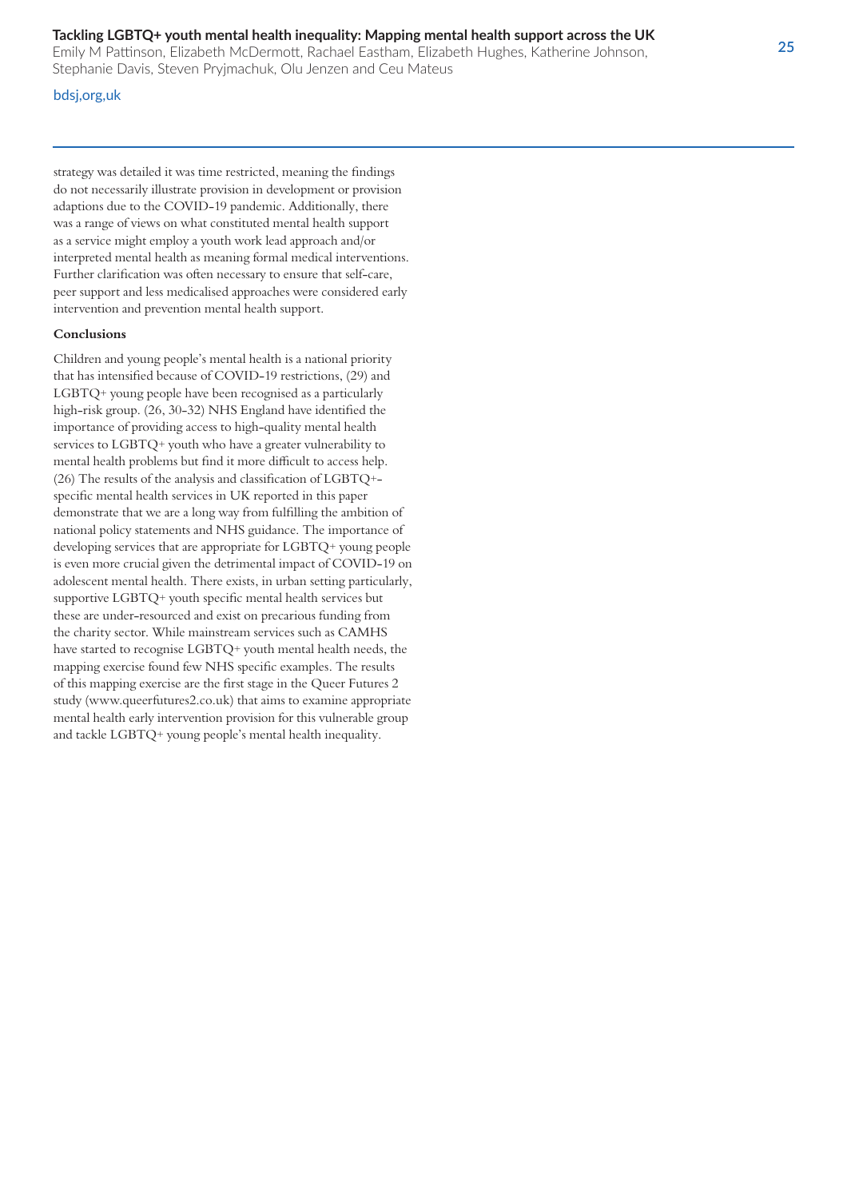strategy was detailed it was time restricted, meaning the findings do not necessarily illustrate provision in development or provision adaptions due to the COVID-19 pandemic. Additionally, there was a range of views on what constituted mental health support as a service might employ a youth work lead approach and/or interpreted mental health as meaning formal medical interventions. Further clarification was often necessary to ensure that self-care, peer support and less medicalised approaches were considered early intervention and prevention mental health support.

**Conclusions**

Children and young people's mental health is a national priority that has intensified because of COVID-19 restrictions, (29) and LGBTQ+ young people have been recognised as a particularly high-risk group. (26, 30-32) NHS England have identified the importance of providing access to high-quality mental health services to LGBTQ+ youth who have a greater vulnerability to mental health problems but find it more difficult to access help. (26) The results of the analysis and classification of LGBTQ+-specific mental health services in UK reported in this paper demonstrate that we are a long way from fulfilling the ambition of national policy statements and NHS guidance. The importance of developing services that are appropriate for LGBTQ+ young people is even more crucial given the detrimental impact of COVID-19 on adolescent mental health. There exists, in urban setting particularly, supportive LGBTQ+ youth specific mental health services but these are under-resourced and exist on precarious funding from the charity sector. While mainstream services such as CAMHS have started to recognise LGBTQ+ youth mental health needs, the mapping exercise found few NHS specific examples. The results of this mapping exercise are the first stage in the Queer Futures 2 study (www.queerfutures2.co.uk) that aims to examine appropriate mental health early intervention provision for this vulnerable group and tackle LGBTQ+ young people's mental health inequality.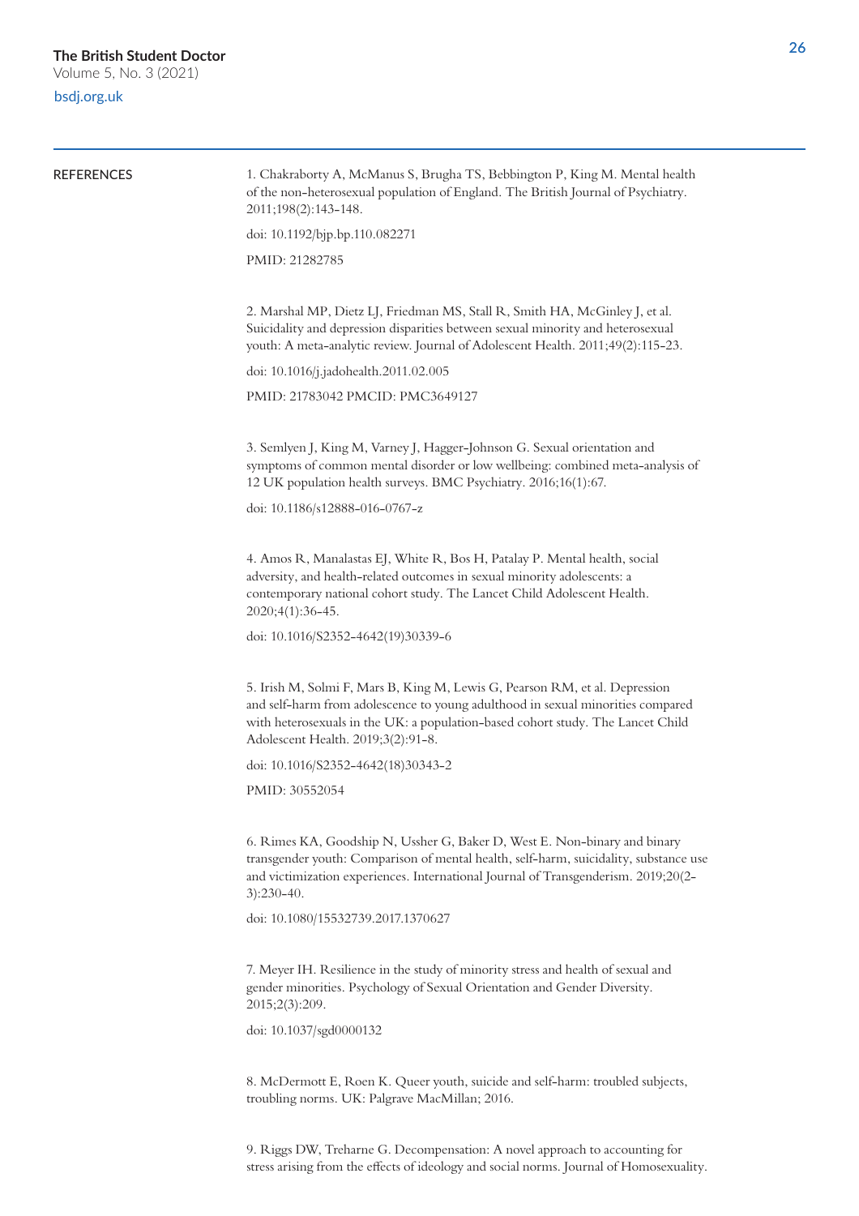## REFERENCES

1. Chakraborty A, McManus S, Brugha TS, Bebbington P, King M. Mental health of the non-heterosexual population of England. The British Journal of Psychiatry. 2011;198(2):143-148.

doi: 10.1192/bjp.bp.110.082271

PMID: 21282785

2. Marshal MP, Dietz LJ, Friedman MS, Stall R, Smith HA, McGinley J, et al. Suicidality and depression disparities between sexual minority and heterosexual youth: A meta-analytic review. Journal of Adolescent Health. 2011;49(2):115-23.

doi: 10.1016/j.jadohealth.2011.02.005

PMID: 21783042 PMCID: PMC3649127

3. Semlyen J, King M, Varney J, Hagger-Johnson G. Sexual orientation and symptoms of common mental disorder or low wellbeing: combined meta-analysis of 12 UK population health surveys. BMC Psychiatry. 2016;16(1):67.

doi: 10.1186/s12888-016-0767-z

4. Amos R, Manalastas EJ, White R, Bos H, Patalay P. Mental health, social adversity, and health-related outcomes in sexual minority adolescents: a contemporary national cohort study. The Lancet Child Adolescent Health. 2020;4(1):36-45.

doi: 10.1016/S2352-4642(19)30339-6

5. Irish M, Solmi F, Mars B, King M, Lewis G, Pearson RM, et al. Depression and self-harm from adolescence to young adulthood in sexual minorities compared with heterosexuals in the UK: a population-based cohort study. The Lancet Child Adolescent Health. 2019;3(2):91-8.

doi: 10.1016/S2352-4642(18)30343-2

PMID: 30552054

6. Rimes KA, Goodship N, Ussher G, Baker D, West E. Non-binary and binary transgender youth: Comparison of mental health, self-harm, suicidality, substance use and victimization experiences. International Journal of Transgenderism. 2019;20(2-3):230-40.

doi: 10.1080/15532739.2017.1370627

7. Meyer IH. Resilience in the study of minority stress and health of sexual and gender minorities. Psychology of Sexual Orientation and Gender Diversity. 2015;2(3):209.

doi: 10.1037/sgd0000132

8. McDermott E, Roen K. Queer youth, suicide and self-harm: troubled subjects, troubling norms. UK: Palgrave MacMillan; 2016.

9. Riggs DW, Treharne G. Decompensation: A novel approach to accounting for stress arising from the effects of ideology and social norms. Journal of Homosexuality.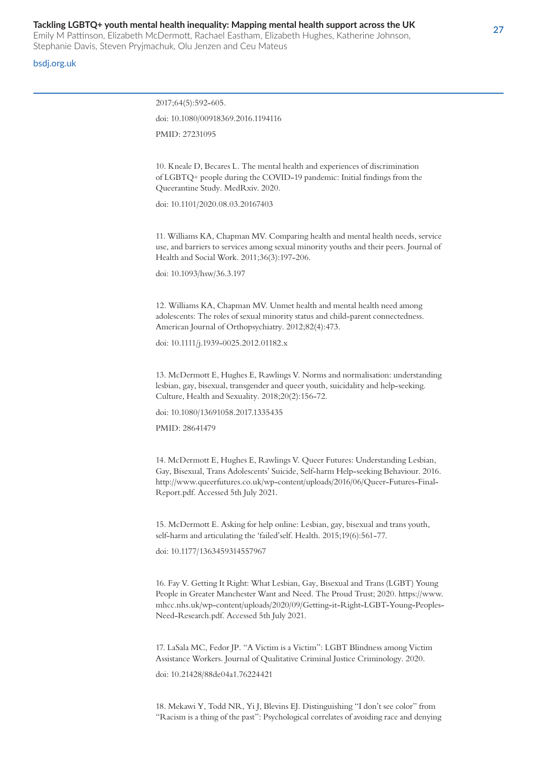2017;64(5):592-605.

doi: 10.1080/00918369.2016.1194116

PMID: 27231095

10. Kneale D, Becares L. The mental health and experiences of discrimination of LGBTQ+ people during the COVID-19 pandemic: Initial findings from the Queerantine Study. MedRxiv. 2020.

doi: 10.1101/2020.08.03.20167403

11. Williams KA, Chapman MV. Comparing health and mental health needs, service use, and barriers to services among sexual minority youths and their peers. Journal of Health and Social Work. 2011;36(3):197-206.

doi: 10.1093/hsw/36.3.197

12. Williams KA, Chapman MV. Unmet health and mental health need among adolescents: The roles of sexual minority status and child-parent connectedness. American Journal of Orthopsychiatry. 2012;82(4):473.

doi: 10.1111/j.1939-0025.2012.01182.x

13. McDermott E, Hughes E, Rawlings V. Norms and normalisation: understanding lesbian, gay, bisexual, transgender and queer youth, suicidality and help-seeking. Culture, Health and Sexuality. 2018;20(2):156-72.

doi: 10.1080/13691058.2017.1335435

PMID: 28641479

14. McDermott E, Hughes E, Rawlings V. Queer Futures: Understanding Lesbian, Gay, Bisexual, Trans Adolescents' Suicide, Self-harm Help-seeking Behaviour. 2016. http://www.queerfutures.co.uk/wp-content/uploads/2016/06/Queer-Futures-Final-Report.pdf. Accessed 5th July 2021.

15. McDermott E. Asking for help online: Lesbian, gay, bisexual and trans youth, self-harm and articulating the 'failed'self. Health. 2015;19(6):561-77.

doi: 10.1177/1363459314557967

16. Fay V. Getting It Right: What Lesbian, Gay, Bisexual and Trans (LGBT) Young People in Greater Manchester Want and Need. The Proud Trust; 2020. https://www.mhcc.nhs.uk/wp-content/uploads/2020/09/Getting-it-Right-LGBT-Young-Peoples-Need-Research.pdf. Accessed 5th July 2021.

17. LaSala MC, Fedor JP. "A Victim is a Victim": LGBT Blindness among Victim Assistance Workers. Journal of Qualitative Criminal Justice Criminology. 2020.

doi: 10.21428/88de04a1.76224421

18. Mekawi Y, Todd NR, Yi J, Blevins EJ. Distinguishing "I don't see color" from "Racism is a thing of the past": Psychological correlates of avoiding race and denying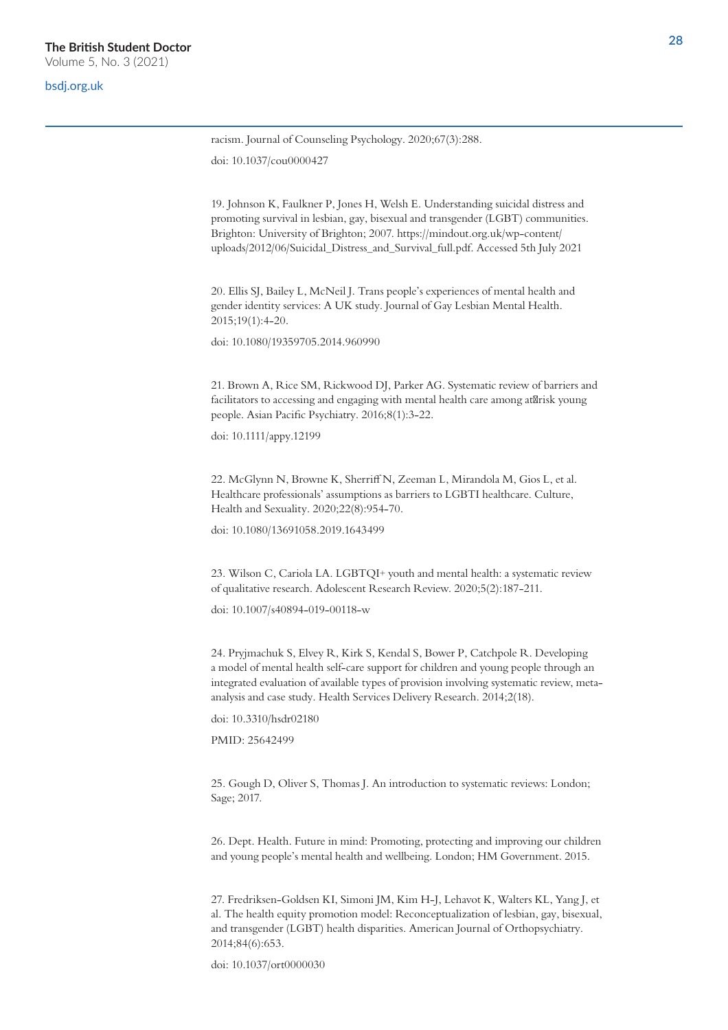racism. Journal of Counseling Psychology. 2020;67(3):288.

doi: 10.1037/cou0000427

19. Johnson K, Faulkner P, Jones H, Welsh E. Understanding suicidal distress and promoting survival in lesbian, gay, bisexual and transgender (LGBT) communities. Brighton: University of Brighton; 2007. https://mindout.org.uk/wp-content/uploads/2012/06/Suicidal_Distress_and_Survival_full.pdf. Accessed 5th July 2021

20. Ellis SJ, Bailey L, McNeil J. Trans people's experiences of mental health and gender identity services: A UK study. Journal of Gay Lesbian Mental Health. 2015;19(1):4-20.

doi: 10.1080/19359705.2014.960990

21. Brown A, Rice SM, Rickwood DJ, Parker AG. Systematic review of barriers and facilitators to accessing and engaging with mental health care among at-risk young people. Asian Pacific Psychiatry. 2016;8(1):3-22.

doi: 10.1111/appy.12199

22. McGlynn N, Browne K, Sherriff N, Zeeman L, Mirandola M, Gios L, et al. Healthcare professionals' assumptions as barriers to LGBTI healthcare. Culture, Health and Sexuality. 2020;22(8):954-70.

doi: 10.1080/13691058.2019.1643499

23. Wilson C, Cariola LA. LGBTQI+ youth and mental health: a systematic review of qualitative research. Adolescent Research Review. 2020;5(2):187-211.

doi: 10.1007/s40894-019-00118-w

24. Pryjmachuk S, Elvey R, Kirk S, Kendal S, Bower P, Catchpole R. Developing a model of mental health self-care support for children and young people through an integrated evaluation of available types of provision involving systematic review, meta-analysis and case study. Health Services Delivery Research. 2014;2(18).

doi: 10.3310/hsdr02180

PMID: 25642499

25. Gough D, Oliver S, Thomas J. An introduction to systematic reviews: London; Sage; 2017.

26. Dept. Health. Future in mind: Promoting, protecting and improving our children and young people's mental health and wellbeing. London; HM Government. 2015.

27. Fredriksen-Goldsen KI, Simoni JM, Kim H-J, Lehavot K, Walters KL, Yang J, et al. The health equity promotion model: Reconceptualization of lesbian, gay, bisexual, and transgender (LGBT) health disparities. American Journal of Orthopsychiatry. 2014;84(6):653.

doi: 10.1037/ort0000030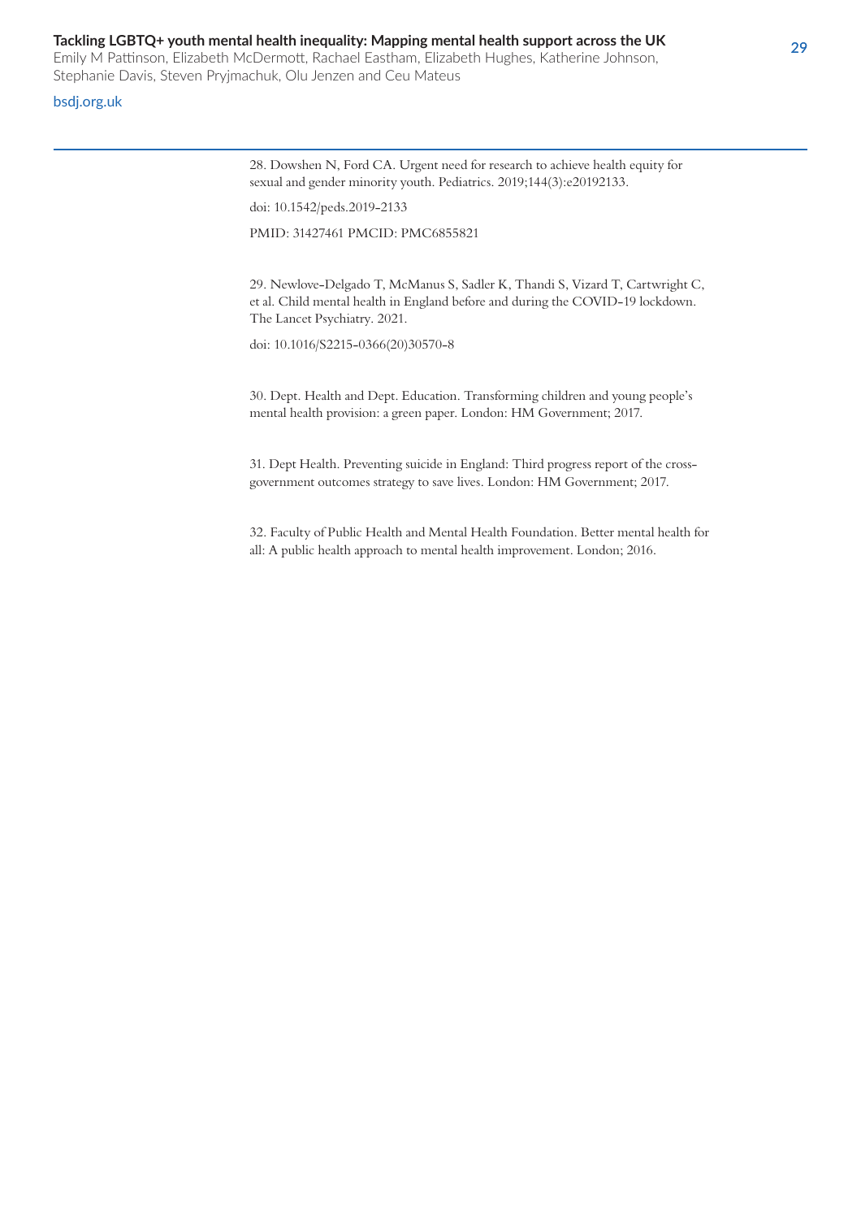28. Dowshen N, Ford CA. Urgent need for research to achieve health equity for sexual and gender minority youth. Pediatrics. 2019;144(3):e20192133.

doi: 10.1542/peds.2019-2133

PMID: 31427461 PMCID: PMC6855821

29. Newlove-Delgado T, McManus S, Sadler K, Thandi S, Vizard T, Cartwright C, et al. Child mental health in England before and during the COVID-19 lockdown. The Lancet Psychiatry. 2021.

doi: 10.1016/S2215-0366(20)30570-8

30. Dept. Health and Dept. Education. Transforming children and young people's mental health provision: a green paper. London: HM Government; 2017.

31. Dept Health. Preventing suicide in England: Third progress report of the cross-government outcomes strategy to save lives. London: HM Government; 2017.

32. Faculty of Public Health and Mental Health Foundation. Better mental health for all: A public health approach to mental health improvement. London; 2016.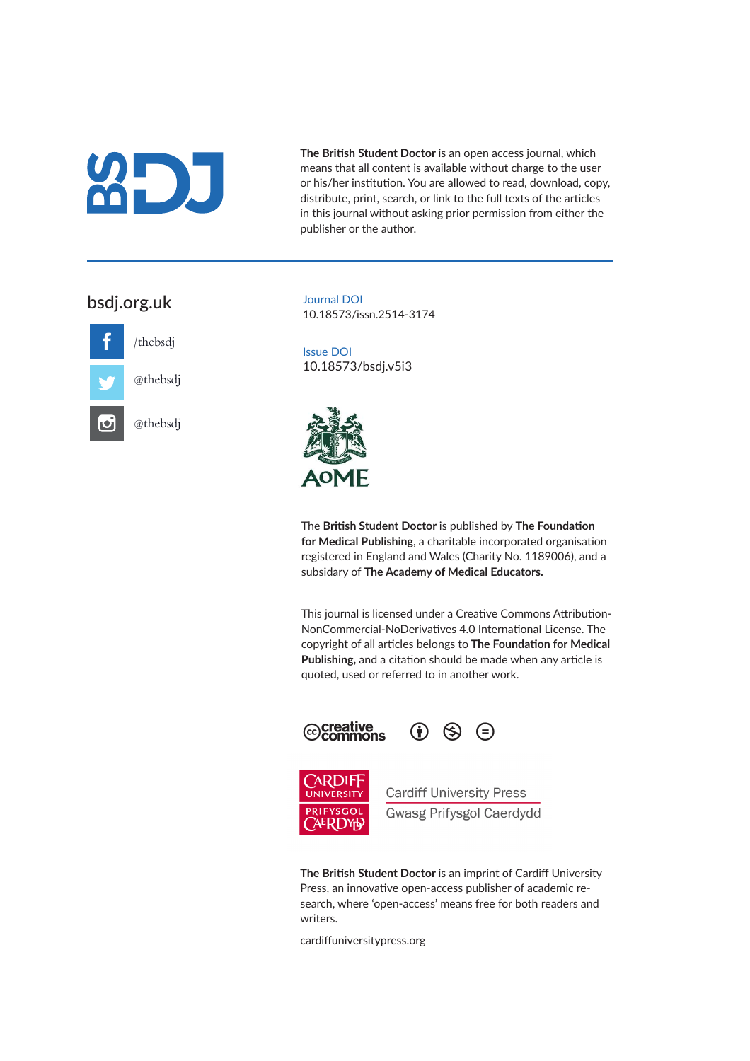**The British Student Doctor** is an open access journal, which means that all content is available without charge to the user or his/her institution. You are allowed to read, download, copy, distribute, print, search, or link to the full texts of the articles in this journal without asking prior permission from either the publisher or the author.

bsdj.org.uk

/thebsdj

@thebsdj

@thebsdj

Journal DOI
10.18573/issn.2514-3174

Issue DOI
10.18573/bsdj.v5i3

The **British Student Doctor** is published by **The Foundation for Medical Publishing**, a charitable incorporated organisation registered in England and Wales (Charity No. 1189006), and a subsidary of **The Academy of Medical Educators.**

This journal is licensed under a Creative Commons Attribution-NonCommercial-NoDerivatives 4.0 International License. The copyright of all articles belongs to **The Foundation for Medical Publishing**, and a citation should be made when any article is quoted, used or referred to in another work.

Cardiff University Press
Gwasg Prifysgol Caerdydd

**The British Student Doctor** is an imprint of Cardiff University Press, an innovative open-access publisher of academic research, where 'open-access' means free for both readers and writers.

cardiffuniversitypress.org